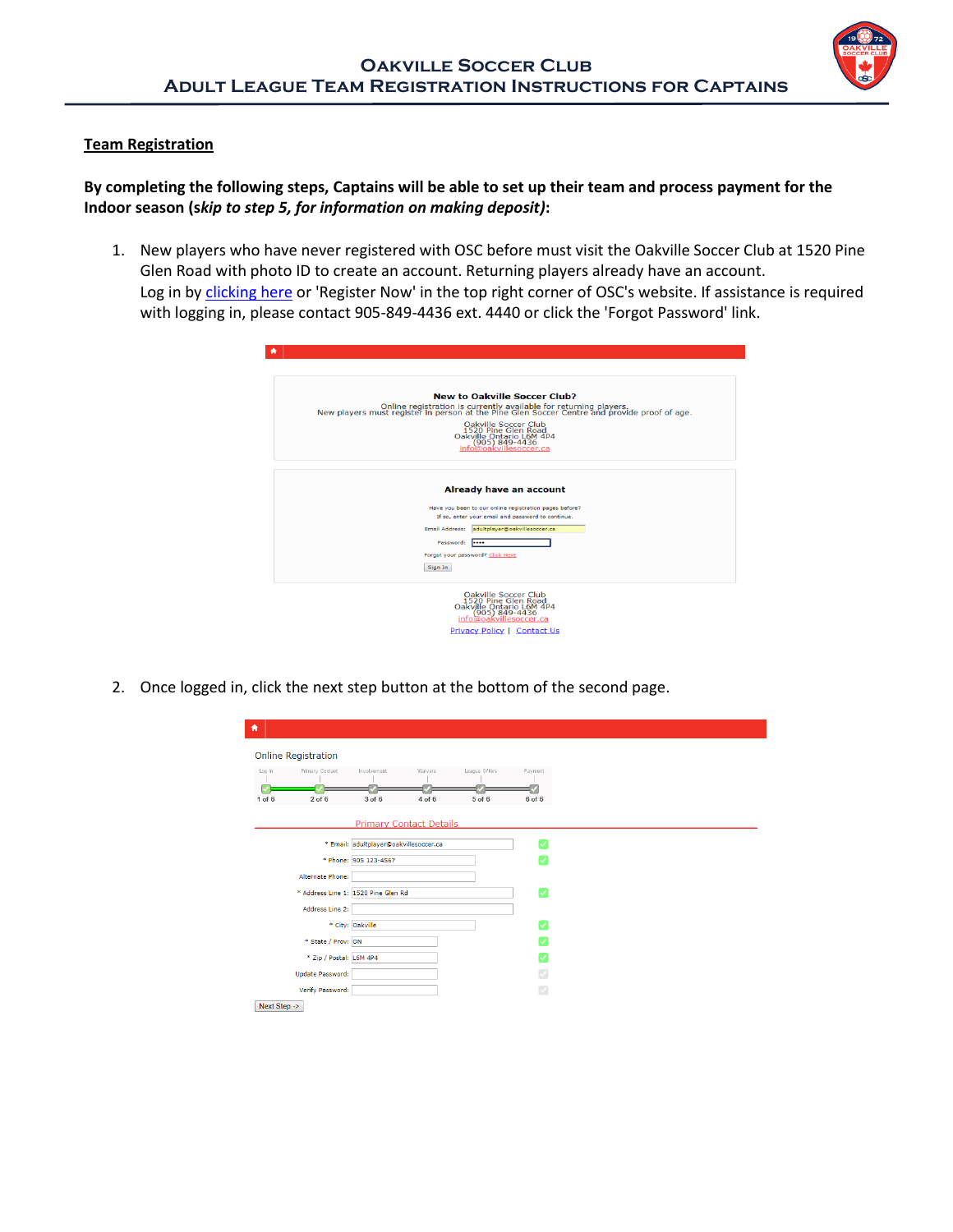# Oakville Soccer Club
## Adult League Team Registration Instructions for Captains

### Team Registration

**By completing the following steps, Captains will be able to set up their team and process payment for the Indoor season (*skip to step 5, for information on making deposit)*:**

1. New players who have never registered with OSC before must visit the Oakville Soccer Club at 1520 Pine Glen Road with photo ID to create an account. Returning players already have an account. Log in by clicking here or 'Register Now' in the top right corner of OSC's website. If assistance is required with logging in, please contact 905-849-4436 ext. 4440 or click the 'Forgot Password' link.

2. Once logged in, click the next step button at the bottom of the second page.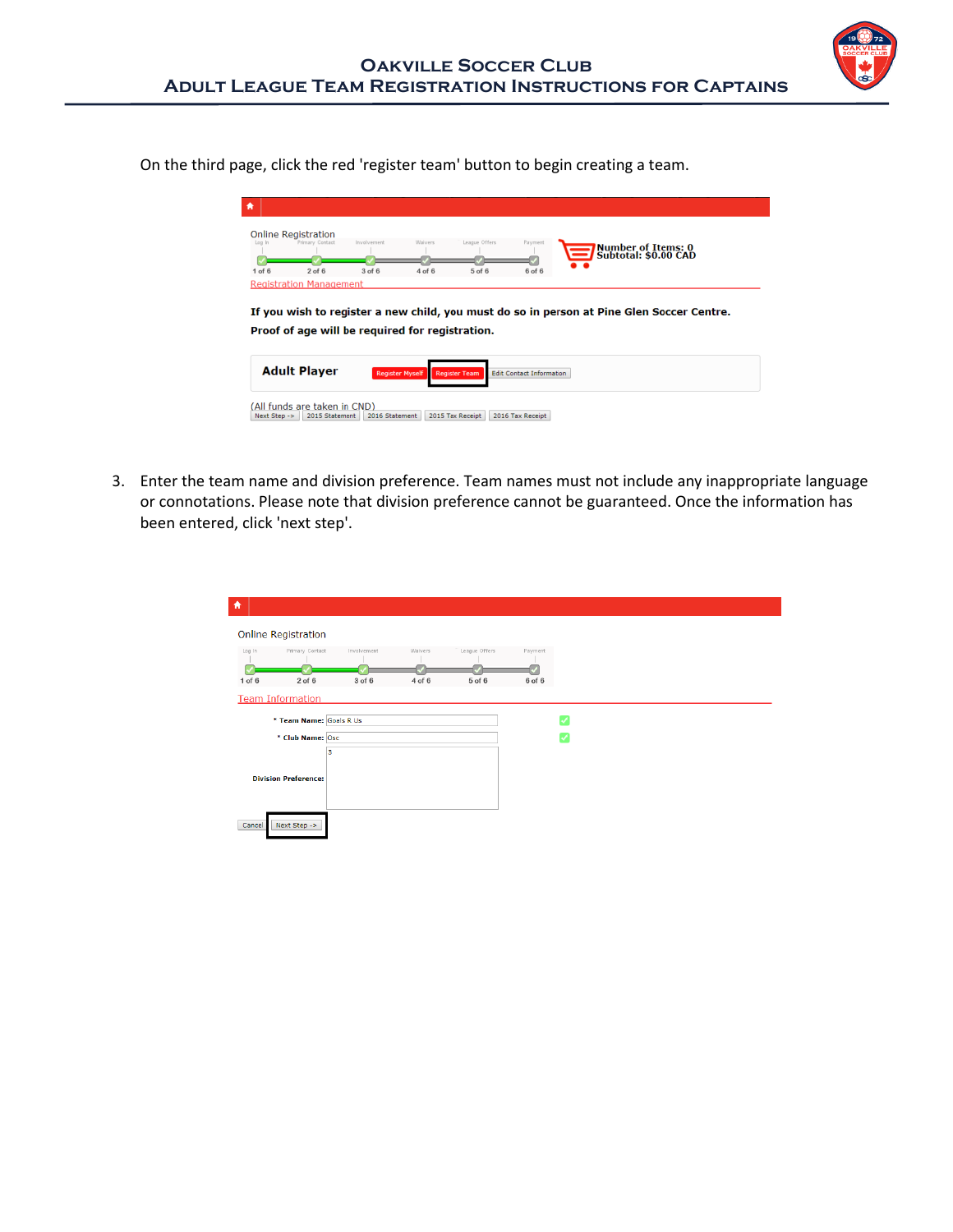On the third page, click the red 'register team' button to begin creating a team.

3. Enter the team name and division preference. Team names must not include any inappropriate language or connotations. Please note that division preference cannot be guaranteed. Once the information has been entered, click 'next step'.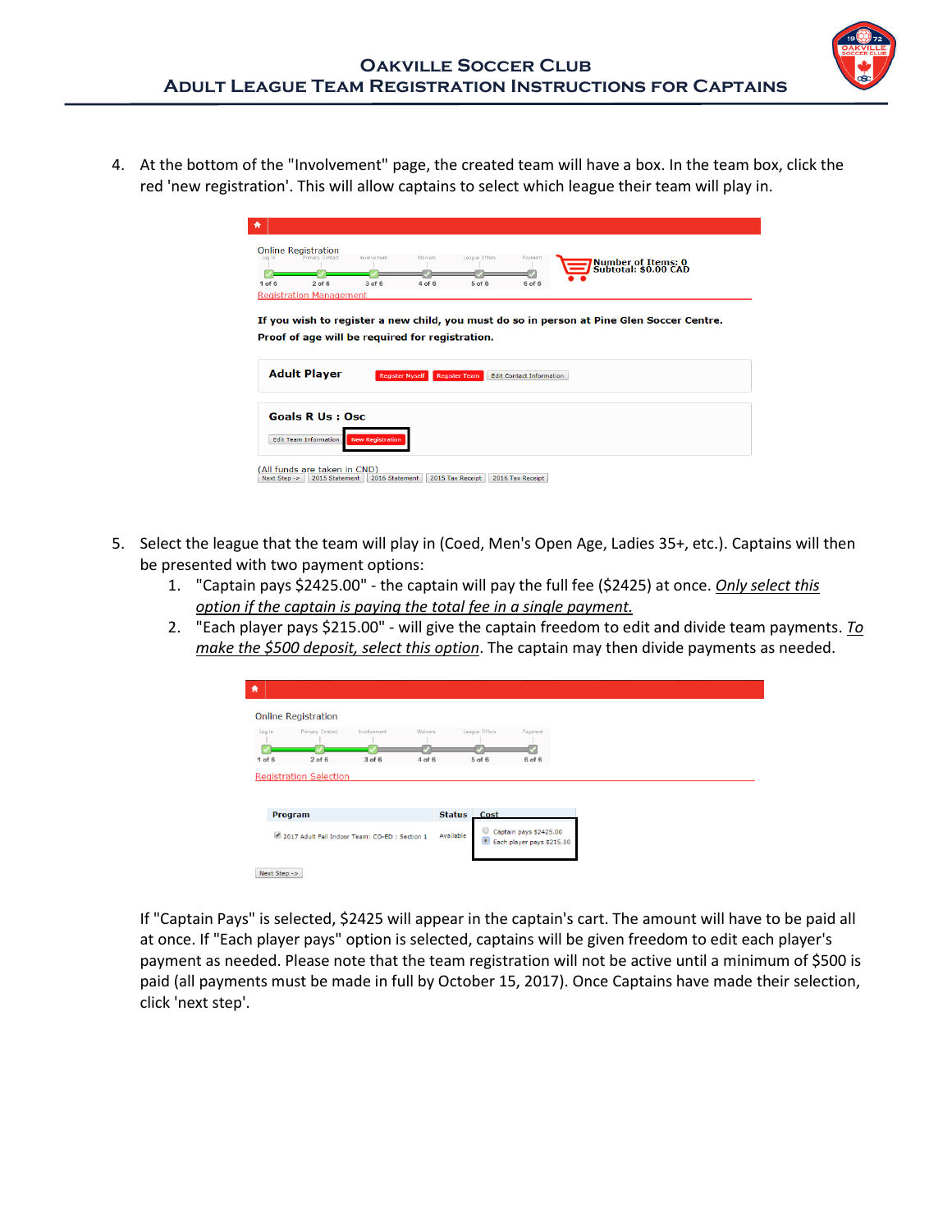4. At the bottom of the "Involvement" page, the created team will have a box. In the team box, click the red 'new registration'. This will allow captains to select which league their team will play in.

5. Select the league that the team will play in (Coed, Men's Open Age, Ladies 35+, etc.). Captains will then be presented with two payment options:
   1. "Captain pays $2425.00" - the captain will pay the full fee ($2425) at once. *Only select this option if the captain is paying the total fee in a single payment.*
   2. "Each player pays $215.00" - will give the captain freedom to edit and divide team payments. *To make the $500 deposit, select this option*. The captain may then divide payments as needed.

   If "Captain Pays" is selected, $2425 will appear in the captain's cart. The amount will have to be paid all at once. If "Each player pays" option is selected, captains will be given freedom to edit each player's payment as needed. Please note that the team registration will not be active until a minimum of $500 is paid (all payments must be made in full by October 15, 2017). Once Captains have made their selection, click 'next step'.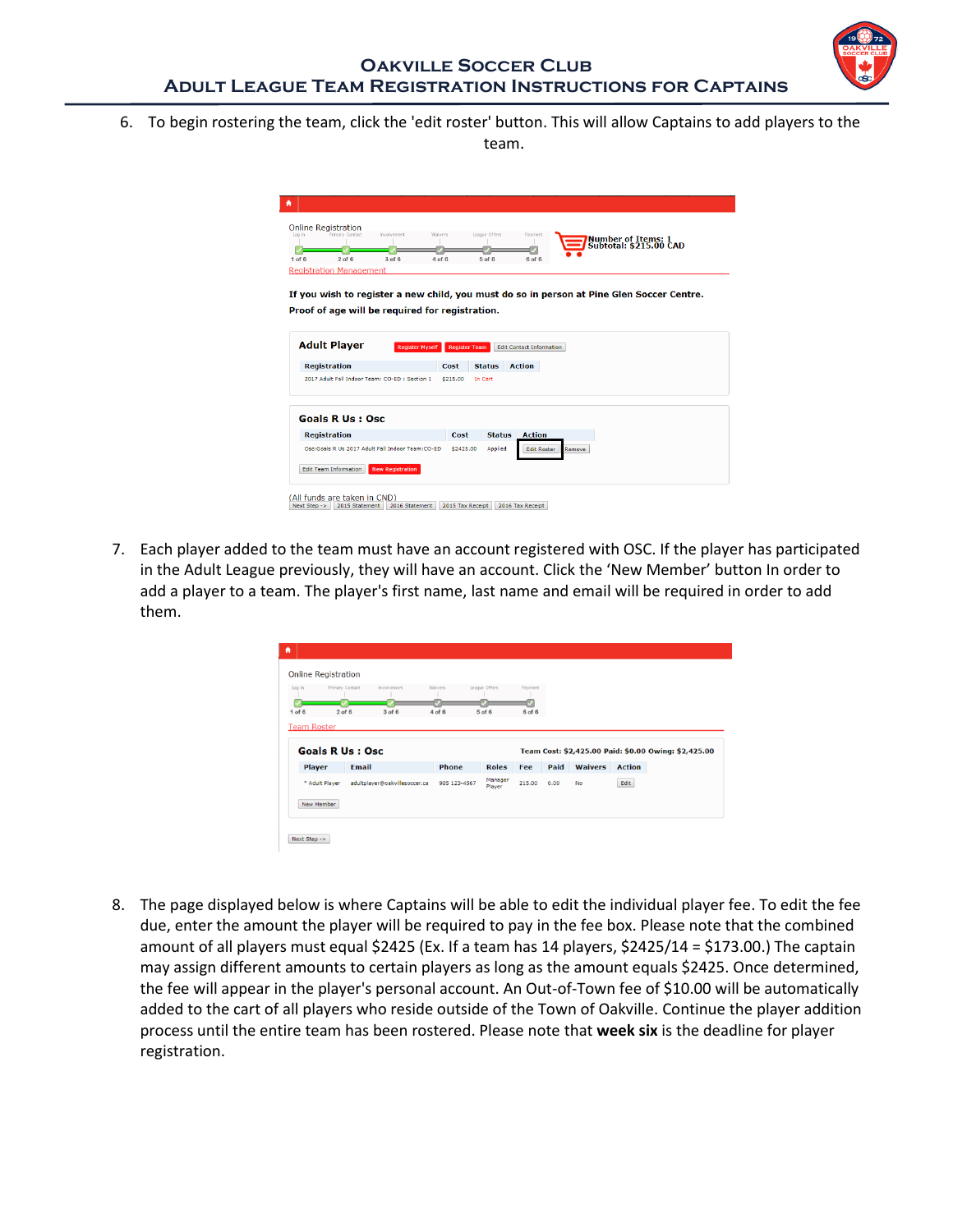6. To begin rostering the team, click the 'edit roster' button. This will allow Captains to add players to the team.

7. Each player added to the team must have an account registered with OSC. If the player has participated in the Adult League previously, they will have an account. Click the 'New Member' button In order to add a player to a team. The player's first name, last name and email will be required in order to add them.

8. The page displayed below is where Captains will be able to edit the individual player fee. To edit the fee due, enter the amount the player will be required to pay in the fee box. Please note that the combined amount of all players must equal $2425 (Ex. If a team has 14 players, $2425/14 = $173.00.) The captain may assign different amounts to certain players as long as the amount equals $2425. Once determined, the fee will appear in the player's personal account. An Out-of-Town fee of $10.00 will be automatically added to the cart of all players who reside outside of the Town of Oakville. Continue the player addition process until the entire team has been rostered. Please note that **week six** is the deadline for player registration.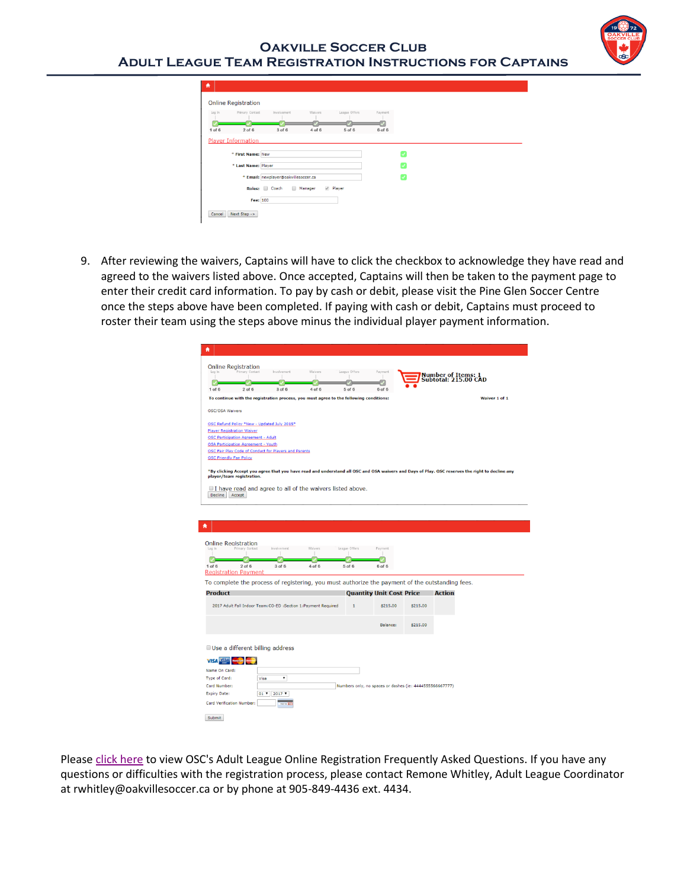# Oakville Soccer Club

## Adult League Team Registration Instructions for Captains

Online Registration

Log In | Primary Contact | Involvement | Waivers | League Offers | Payment

1 of 6 | 2 of 6 | 3 of 6 | 4 of 6 | 5 of 6 | 6 of 6

Player Information

\* First Name: New

\* Last Name: Player

\* Email: newplayer@oakvillesoccer.ca

Roles: Coach Manager Player

Fee: 100

Cancel | Next Step ->

9. After reviewing the waivers, Captains will have to click the checkbox to acknowledge they have read and agreed to the waivers listed above. Once accepted, Captains will then be taken to the payment page to enter their credit card information. To pay by cash or debit, please visit the Pine Glen Soccer Centre once the steps above have been completed. If paying with cash or debit, Captains must proceed to roster their team using the steps above minus the individual player payment information.

Online Registration

Number of Items: 1
Subtotal: 215.00 CAD

To continue with the registration process, you must agree to the following conditions:

Waiver 1 of 1

OSC/OSA Waivers

OSC Refund Policy \*New - Updated July 2015\*
Player Registration Waiver
OSC Participation Agreement - Adult
OSA Participation Agreement - Youth
OSC Fair Play Code of Conduct for Players and Parents
OSC Friendly Fan Policy

\*By clicking Accept you agree that you have read and understand all OSC and OSA waivers and Days of Play. OSC reserves the right to decline any player/team registration.

I have read and agree to all of the waivers listed above.

Decline | Accept

Online Registration

Registration Payment

To complete the process of registering, you must authorize the payment of the outstanding fees.

| Product | Quantity | Unit Cost | Price | Action |
|---|---|---|---|---|
| 2017 Adult Fall Indoor Team:CO-ED :Section 1:Payment Required | 1 | $215.00 | $215.00 | |
| | | Balance: | $215.00 | |

Use a different billing address

Name On Card:

Type of Card: Visa

Card Number: Numbers only, no spaces or dashes (ie: 4444555566667777)

Expiry Date: 01 2017

Card Verification Number:

Submit

Please click here to view OSC's Adult League Online Registration Frequently Asked Questions. If you have any questions or difficulties with the registration process, please contact Remone Whitley, Adult League Coordinator at rwhitley@oakvillesoccer.ca or by phone at 905-849-4436 ext. 4434.